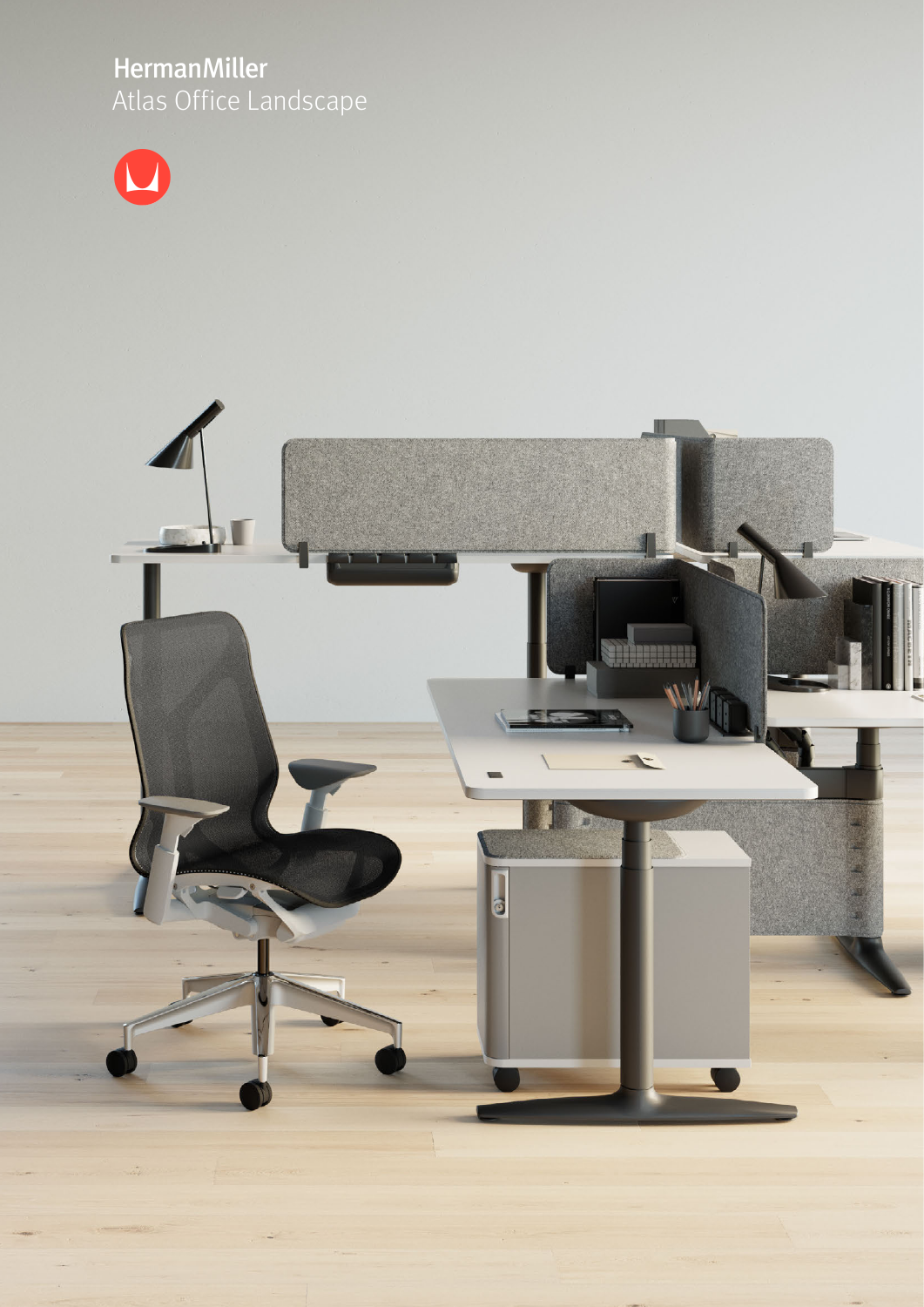HermanMiller

Atlas Office Landscape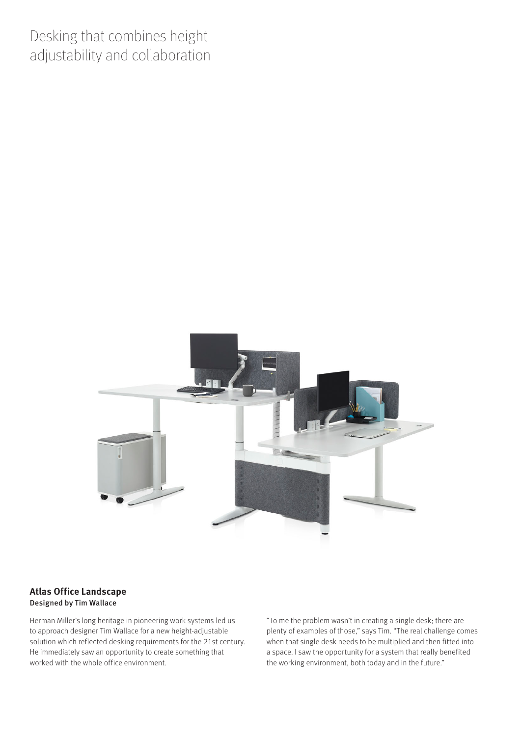# Desking that combines height adjustability and collaboration

**Atlas Office Landscape**
**Designed by Tim Wallace**

Herman Miller's long heritage in pioneering work systems led us to approach designer Tim Wallace for a new height-adjustable solution which reflected desking requirements for the 21st century. He immediately saw an opportunity to create something that worked with the whole office environment.

"To me the problem wasn't in creating a single desk; there are plenty of examples of those," says Tim. "The real challenge comes when that single desk needs to be multiplied and then fitted into a space. I saw the opportunity for a system that really benefited the working environment, both today and in the future."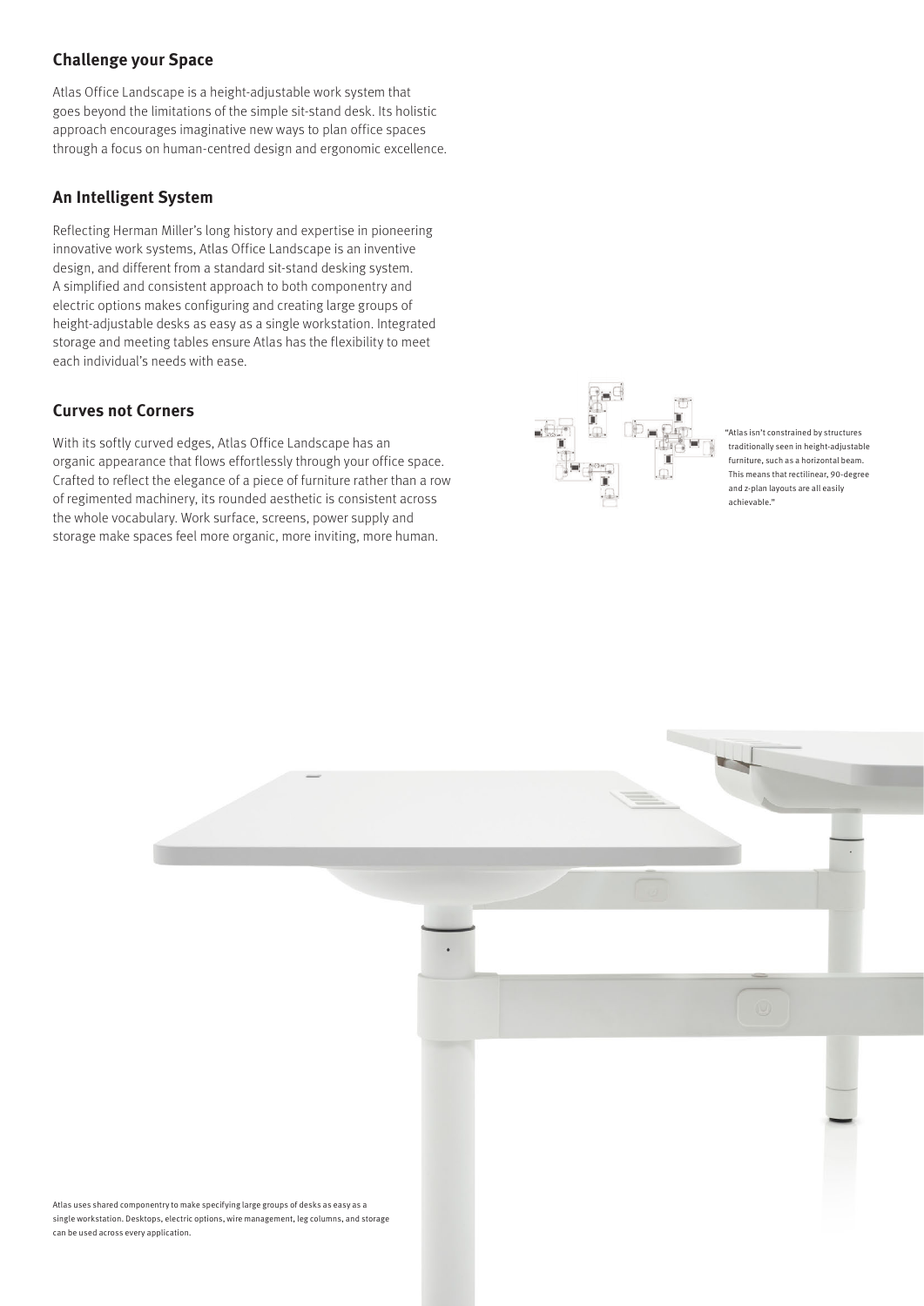## Challenge your Space

Atlas Office Landscape is a height-adjustable work system that goes beyond the limitations of the simple sit-stand desk. Its holistic approach encourages imaginative new ways to plan office spaces through a focus on human-centred design and ergonomic excellence.

## An Intelligent System

Reflecting Herman Miller's long history and expertise in pioneering innovative work systems, Atlas Office Landscape is an inventive design, and different from a standard sit-stand desking system. A simplified and consistent approach to both componentry and electric options makes configuring and creating large groups of height-adjustable desks as easy as a single workstation. Integrated storage and meeting tables ensure Atlas has the flexibility to meet each individual's needs with ease.

## Curves not Corners

With its softly curved edges, Atlas Office Landscape has an organic appearance that flows effortlessly through your office space. Crafted to reflect the elegance of a piece of furniture rather than a row of regimented machinery, its rounded aesthetic is consistent across the whole vocabulary. Work surface, screens, power supply and storage make spaces feel more organic, more inviting, more human.

"Atlas isn't constrained by structures traditionally seen in height-adjustable furniture, such as a horizontal beam. This means that rectilinear, 90-degree and z-plan layouts are all easily achievable."

Atlas uses shared componentry to make specifying large groups of desks as easy as a single workstation. Desktops, electric options, wire management, leg columns, and storage can be used across every application.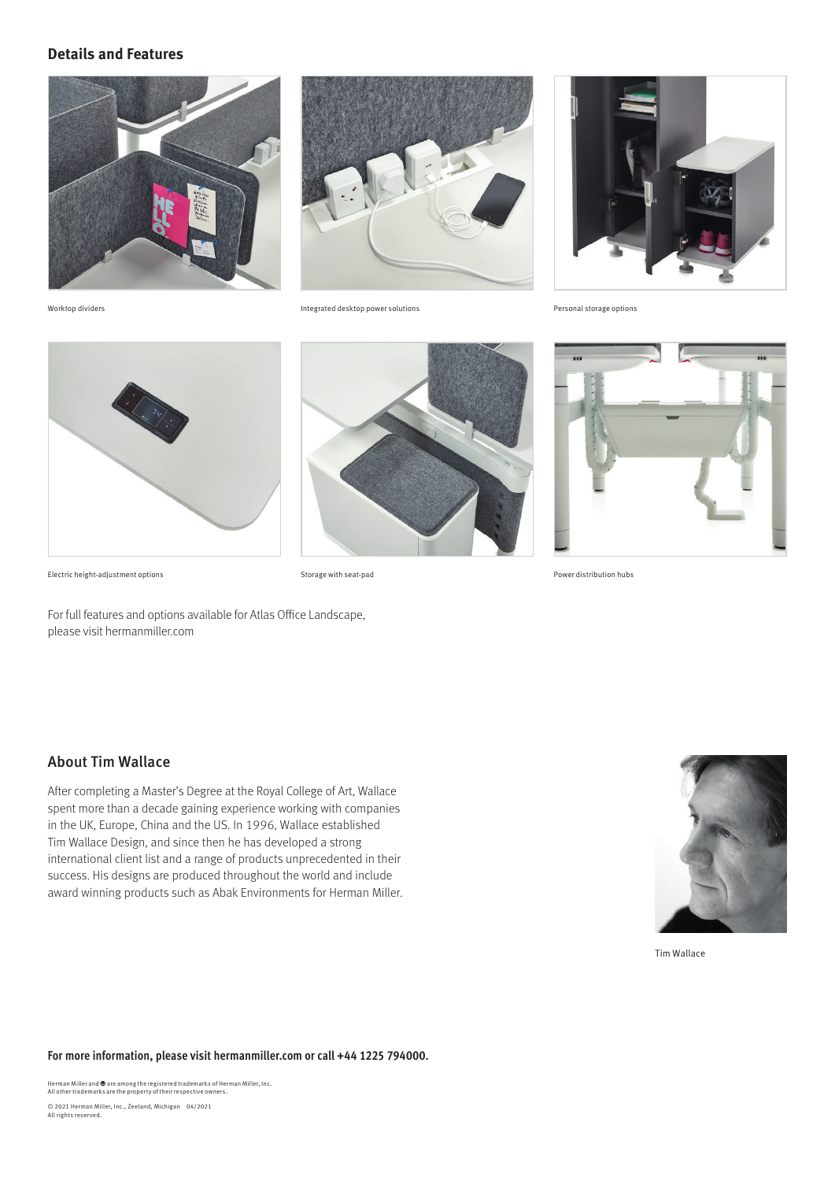## Details and Features

Worktop dividers

Integrated desktop power solutions

Personal storage options

Electric height-adjustment options

Storage with seat-pad

Power distribution hubs

For full features and options available for Atlas Office Landscape, please visit hermanmiller.com

## About Tim Wallace

After completing a Master's Degree at the Royal College of Art, Wallace spent more than a decade gaining experience working with companies in the UK, Europe, China and the US. In 1996, Wallace established Tim Wallace Design, and since then he has developed a strong international client list and a range of products unprecedented in their success. His designs are produced throughout the world and include award winning products such as Abak Environments for Herman Miller.

Tim Wallace

**For more information, please visit hermanmiller.com or call +44 1225 794000.**

Herman Miller and ● are among the registered trademarks of Herman Miller, Inc.
All other trademarks are the property of their respective owners.

© 2021 Herman Miller, Inc., Zeeland, Michigan 04/2021
All rights reserved.